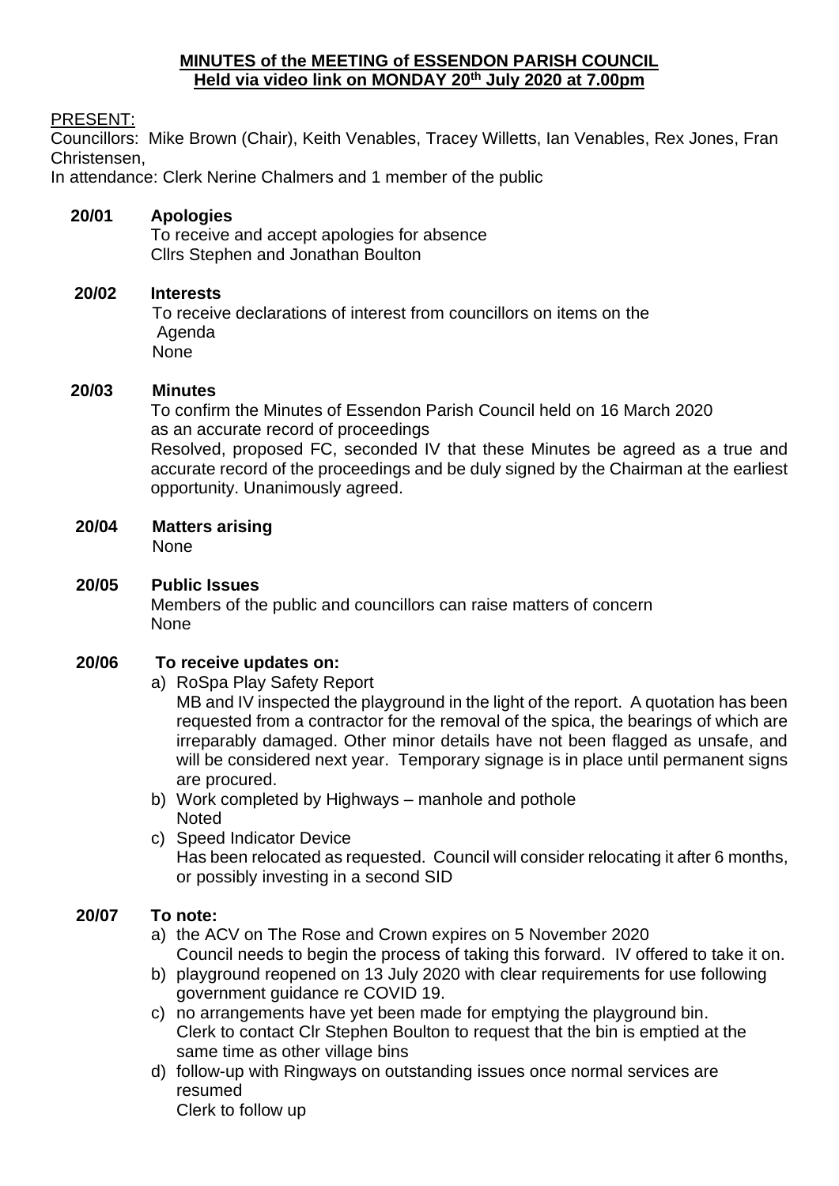**MINUTES of the MEETING of ESSENDON PARISH COUNCIL**
**Held via video link on MONDAY 20th July 2020 at 7.00pm**

PRESENT:
Councillors: Mike Brown (Chair), Keith Venables, Tracey Willetts, Ian Venables, Rex Jones, Fran Christensen,
In attendance: Clerk Nerine Chalmers and 1 member of the public

**20/01 Apologies**
To receive and accept apologies for absence
Cllrs Stephen and Jonathan Boulton

**20/02 Interests**
To receive declarations of interest from councillors on items on the Agenda
None

**20/03 Minutes**
To confirm the Minutes of Essendon Parish Council held on 16 March 2020 as an accurate record of proceedings
Resolved, proposed FC, seconded IV that these Minutes be agreed as a true and accurate record of the proceedings and be duly signed by the Chairman at the earliest opportunity. Unanimously agreed.

**20/04 Matters arising**
None

**20/05 Public Issues**
Members of the public and councillors can raise matters of concern
None

**20/06 To receive updates on:**

a) RoSpa Play Safety Report
MB and IV inspected the playground in the light of the report. A quotation has been requested from a contractor for the removal of the spica, the bearings of which are irreparably damaged. Other minor details have not been flagged as unsafe, and will be considered next year. Temporary signage is in place until permanent signs are procured.

b) Work completed by Highways – manhole and pothole
Noted

c) Speed Indicator Device
Has been relocated as requested. Council will consider relocating it after 6 months, or possibly investing in a second SID

**20/07 To note:**

a) the ACV on The Rose and Crown expires on 5 November 2020
Council needs to begin the process of taking this forward. IV offered to take it on.

b) playground reopened on 13 July 2020 with clear requirements for use following government guidance re COVID 19.

c) no arrangements have yet been made for emptying the playground bin.
Clerk to contact Clr Stephen Boulton to request that the bin is emptied at the same time as other village bins

d) follow-up with Ringways on outstanding issues once normal services are resumed
Clerk to follow up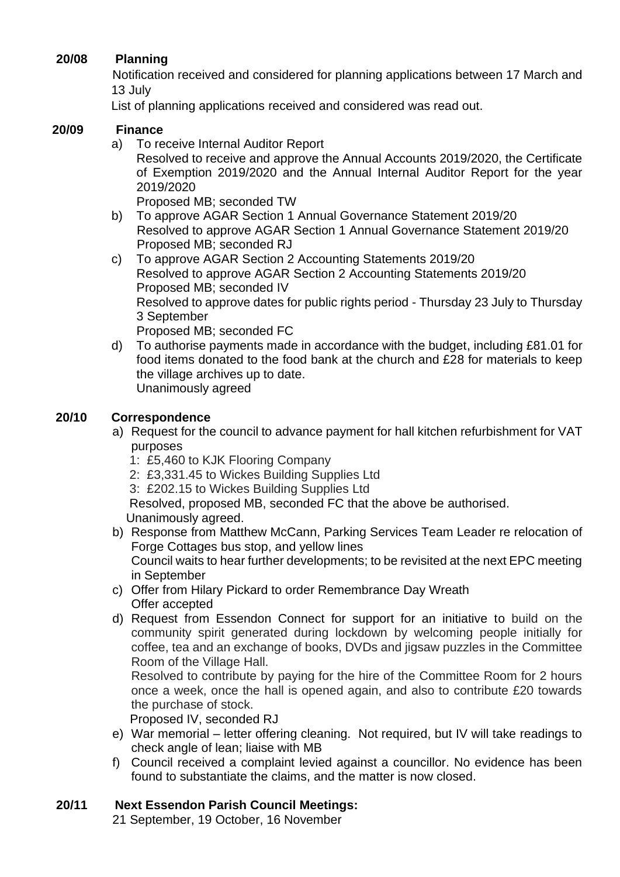**20/08 Planning**

Notification received and considered for planning applications between 17 March and 13 July

List of planning applications received and considered was read out.

**20/09 Finance**

a) To receive Internal Auditor Report
   Resolved to receive and approve the Annual Accounts 2019/2020, the Certificate of Exemption 2019/2020 and the Annual Internal Auditor Report for the year 2019/2020
   Proposed MB; seconded TW
b) To approve AGAR Section 1 Annual Governance Statement 2019/20
   Resolved to approve AGAR Section 1 Annual Governance Statement 2019/20
   Proposed MB; seconded RJ
c) To approve AGAR Section 2 Accounting Statements 2019/20
   Resolved to approve AGAR Section 2 Accounting Statements 2019/20
   Proposed MB; seconded IV
   Resolved to approve dates for public rights period - Thursday 23 July to Thursday 3 September
   Proposed MB; seconded FC
d) To authorise payments made in accordance with the budget, including £81.01 for food items donated to the food bank at the church and £28 for materials to keep the village archives up to date.
   Unanimously agreed

**20/10 Correspondence**

a) Request for the council to advance payment for hall kitchen refurbishment for VAT purposes
   1: £5,460 to KJK Flooring Company
   2: £3,331.45 to Wickes Building Supplies Ltd
   3: £202.15 to Wickes Building Supplies Ltd
   Resolved, proposed MB, seconded FC that the above be authorised.
   Unanimously agreed.
b) Response from Matthew McCann, Parking Services Team Leader re relocation of Forge Cottages bus stop, and yellow lines
   Council waits to hear further developments; to be revisited at the next EPC meeting in September
c) Offer from Hilary Pickard to order Remembrance Day Wreath
   Offer accepted
d) Request from Essendon Connect for support for an initiative to build on the community spirit generated during lockdown by welcoming people initially for coffee, tea and an exchange of books, DVDs and jigsaw puzzles in the Committee Room of the Village Hall.
   Resolved to contribute by paying for the hire of the Committee Room for 2 hours once a week, once the hall is opened again, and also to contribute £20 towards the purchase of stock.
   Proposed IV, seconded RJ
e) War memorial – letter offering cleaning. Not required, but IV will take readings to check angle of lean; liaise with MB
f) Council received a complaint levied against a councillor. No evidence has been found to substantiate the claims, and the matter is now closed.

**20/11 Next Essendon Parish Council Meetings:**

21 September, 19 October, 16 November